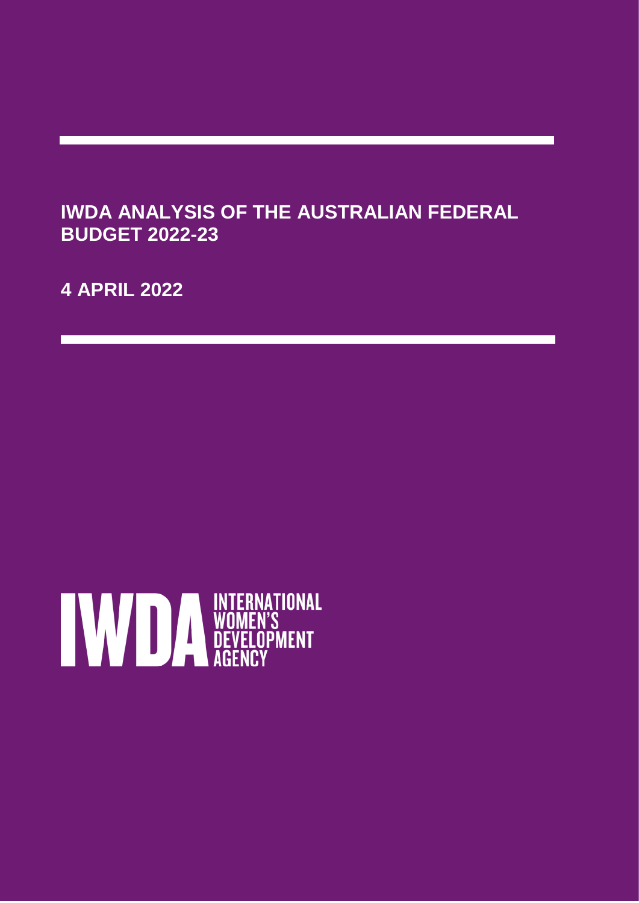# IWDA ANALYSIS OF THE AUSTRALIAN FEDERAL BUDGET 2022-23

**4 APRIL 2022**

IWDA INTERNATIONAL WOMEN'S DEVELOPMENT AGENCY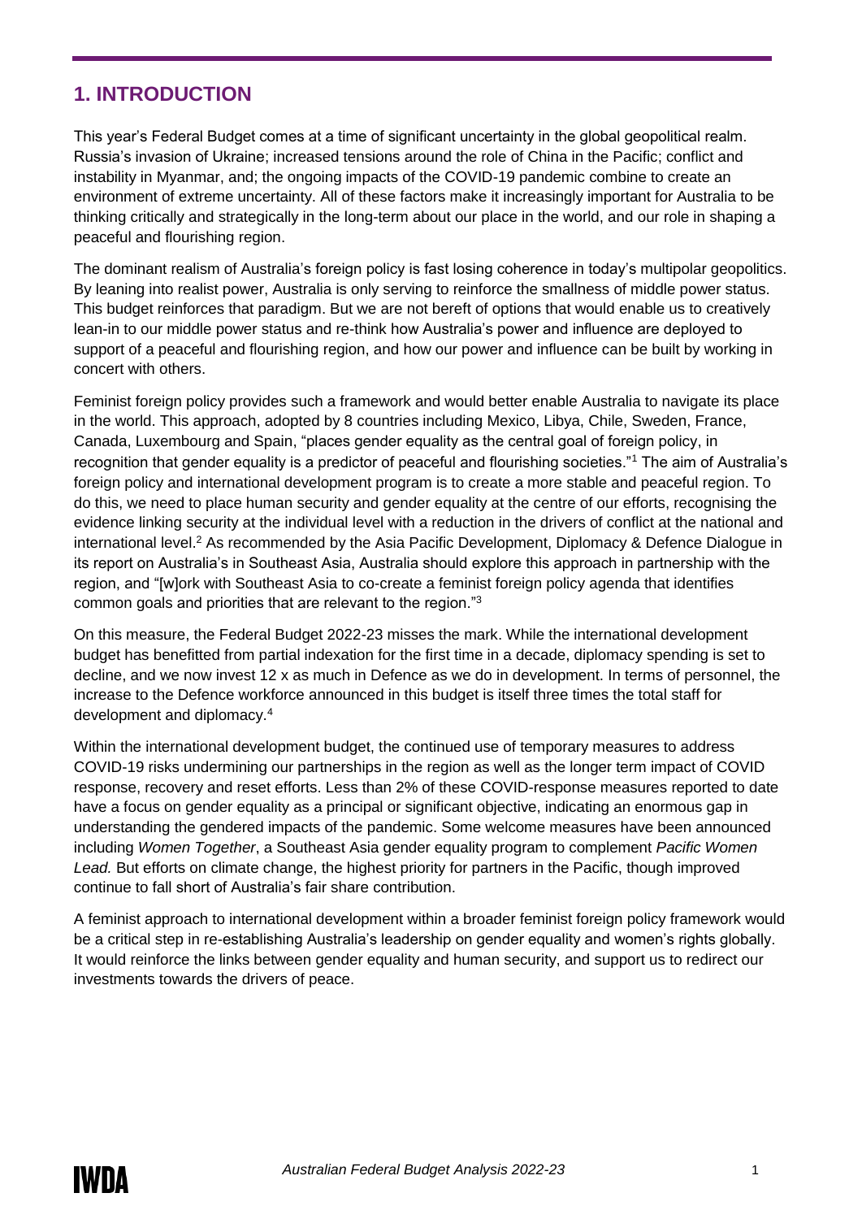## 1. INTRODUCTION

This year's Federal Budget comes at a time of significant uncertainty in the global geopolitical realm. Russia's invasion of Ukraine; increased tensions around the role of China in the Pacific; conflict and instability in Myanmar, and; the ongoing impacts of the COVID-19 pandemic combine to create an environment of extreme uncertainty. All of these factors make it increasingly important for Australia to be thinking critically and strategically in the long-term about our place in the world, and our role in shaping a peaceful and flourishing region.

The dominant realism of Australia's foreign policy is fast losing coherence in today's multipolar geopolitics. By leaning into realist power, Australia is only serving to reinforce the smallness of middle power status. This budget reinforces that paradigm. But we are not bereft of options that would enable us to creatively lean-in to our middle power status and re-think how Australia's power and influence are deployed to support of a peaceful and flourishing region, and how our power and influence can be built by working in concert with others.

Feminist foreign policy provides such a framework and would better enable Australia to navigate its place in the world. This approach, adopted by 8 countries including Mexico, Libya, Chile, Sweden, France, Canada, Luxembourg and Spain, "places gender equality as the central goal of foreign policy, in recognition that gender equality is a predictor of peaceful and flourishing societies."[1] The aim of Australia's foreign policy and international development program is to create a more stable and peaceful region. To do this, we need to place human security and gender equality at the centre of our efforts, recognising the evidence linking security at the individual level with a reduction in the drivers of conflict at the national and international level.[2] As recommended by the Asia Pacific Development, Diplomacy & Defence Dialogue in its report on Australia's in Southeast Asia, Australia should explore this approach in partnership with the region, and "[w]ork with Southeast Asia to co-create a feminist foreign policy agenda that identifies common goals and priorities that are relevant to the region."[3]

On this measure, the Federal Budget 2022-23 misses the mark. While the international development budget has benefitted from partial indexation for the first time in a decade, diplomacy spending is set to decline, and we now invest 12 x as much in Defence as we do in development. In terms of personnel, the increase to the Defence workforce announced in this budget is itself three times the total staff for development and diplomacy.[4]

Within the international development budget, the continued use of temporary measures to address COVID-19 risks undermining our partnerships in the region as well as the longer term impact of COVID response, recovery and reset efforts. Less than 2% of these COVID-response measures reported to date have a focus on gender equality as a principal or significant objective, indicating an enormous gap in understanding the gendered impacts of the pandemic. Some welcome measures have been announced including *Women Together*, a Southeast Asia gender equality program to complement *Pacific Women Lead.* But efforts on climate change, the highest priority for partners in the Pacific, though improved continue to fall short of Australia's fair share contribution.

A feminist approach to international development within a broader feminist foreign policy framework would be a critical step in re-establishing Australia's leadership on gender equality and women's rights globally. It would reinforce the links between gender equality and human security, and support us to redirect our investments towards the drivers of peace.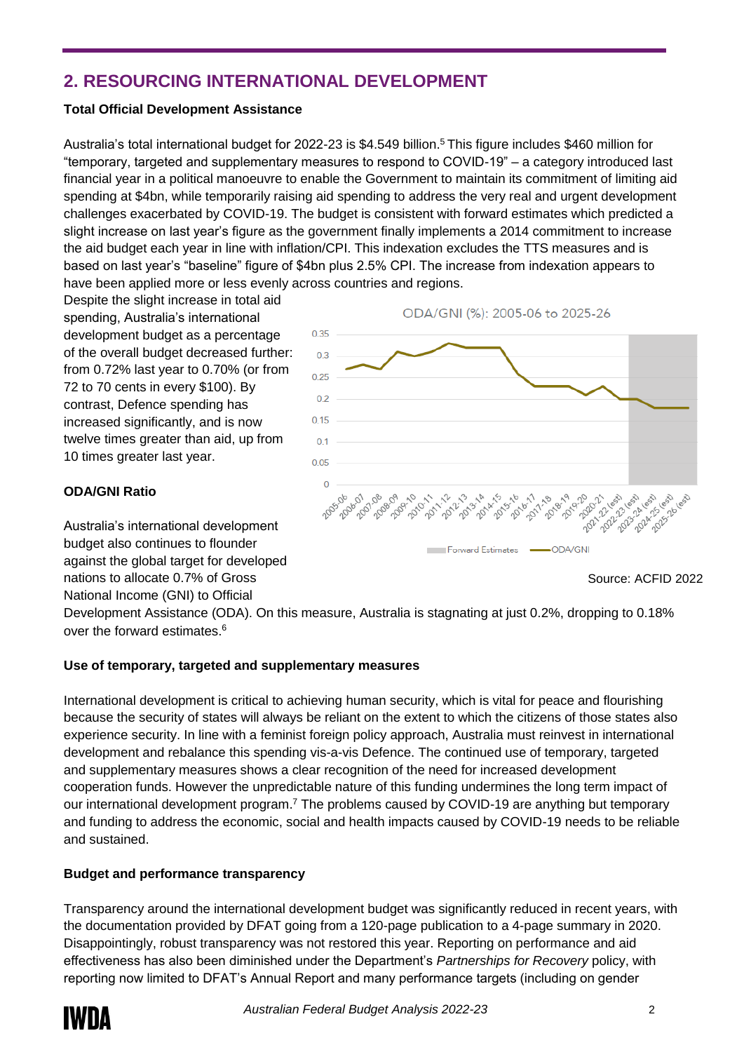## 2. RESOURCING INTERNATIONAL DEVELOPMENT

**Total Official Development Assistance**

Australia's total international budget for 2022-23 is $4.549 billion.[5] This figure includes $460 million for "temporary, targeted and supplementary measures to respond to COVID-19" – a category introduced last financial year in a political manoeuvre to enable the Government to maintain its commitment of limiting aid spending at $4bn, while temporarily raising aid spending to address the very real and urgent development challenges exacerbated by COVID-19. The budget is consistent with forward estimates which predicted a slight increase on last year's figure as the government finally implements a 2014 commitment to increase the aid budget each year in line with inflation/CPI. This indexation excludes the TTS measures and is based on last year's "baseline" figure of $4bn plus 2.5% CPI. The increase from indexation appears to have been applied more or less evenly across countries and regions.

Despite the slight increase in total aid spending, Australia's international development budget as a percentage of the overall budget decreased further: from 0.72% last year to 0.70% (or from 72 to 70 cents in every $100). By contrast, Defence spending has increased significantly, and is now twelve times greater than aid, up from 10 times greater last year.

**ODA/GNI Ratio**

Australia's international development budget also continues to flounder against the global target for developed nations to allocate 0.7% of Gross National Income (GNI) to Official Development Assistance (ODA). On this measure, Australia is stagnating at just 0.2%, dropping to 0.18% over the forward estimates.[6]

ODA/GNI (%): 2005-06 to 2025-26

Source: ACFID 2022

**Use of temporary, targeted and supplementary measures**

International development is critical to achieving human security, which is vital for peace and flourishing because the security of states will always be reliant on the extent to which the citizens of those states also experience security. In line with a feminist foreign policy approach, Australia must reinvest in international development and rebalance this spending vis-a-vis Defence. The continued use of temporary, targeted and supplementary measures shows a clear recognition of the need for increased development cooperation funds. However the unpredictable nature of this funding undermines the long term impact of our international development program.[7] The problems caused by COVID-19 are anything but temporary and funding to address the economic, social and health impacts caused by COVID-19 needs to be reliable and sustained.

**Budget and performance transparency**

Transparency around the international development budget was significantly reduced in recent years, with the documentation provided by DFAT going from a 120-page publication to a 4-page summary in 2020. Disappointingly, robust transparency was not restored this year. Reporting on performance and aid effectiveness has also been diminished under the Department's *Partnerships for Recovery* policy, with reporting now limited to DFAT's Annual Report and many performance targets (including on gender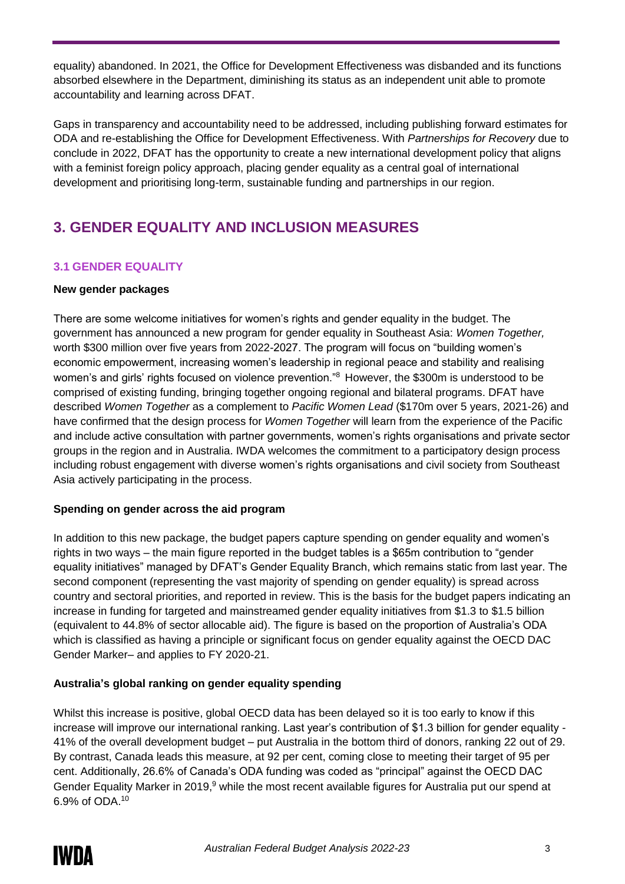equality) abandoned. In 2021, the Office for Development Effectiveness was disbanded and its functions absorbed elsewhere in the Department, diminishing its status as an independent unit able to promote accountability and learning across DFAT.

Gaps in transparency and accountability need to be addressed, including publishing forward estimates for ODA and re-establishing the Office for Development Effectiveness. With *Partnerships for Recovery* due to conclude in 2022, DFAT has the opportunity to create a new international development policy that aligns with a feminist foreign policy approach, placing gender equality as a central goal of international development and prioritising long-term, sustainable funding and partnerships in our region.

## 3. GENDER EQUALITY AND INCLUSION MEASURES

### 3.1 GENDER EQUALITY

**New gender packages**

There are some welcome initiatives for women's rights and gender equality in the budget. The government has announced a new program for gender equality in Southeast Asia: *Women Together,* worth $300 million over five years from 2022-2027. The program will focus on "building women's economic empowerment, increasing women's leadership in regional peace and stability and realising women's and girls' rights focused on violence prevention."[8] However, the $300m is understood to be comprised of existing funding, bringing together ongoing regional and bilateral programs. DFAT have described *Women Together* as a complement to *Pacific Women Lead* ($170m over 5 years, 2021-26) and have confirmed that the design process for *Women Together* will learn from the experience of the Pacific and include active consultation with partner governments, women's rights organisations and private sector groups in the region and in Australia. IWDA welcomes the commitment to a participatory design process including robust engagement with diverse women's rights organisations and civil society from Southeast Asia actively participating in the process.

**Spending on gender across the aid program**

In addition to this new package, the budget papers capture spending on gender equality and women's rights in two ways – the main figure reported in the budget tables is a $65m contribution to "gender equality initiatives" managed by DFAT's Gender Equality Branch, which remains static from last year. The second component (representing the vast majority of spending on gender equality) is spread across country and sectoral priorities, and reported in review. This is the basis for the budget papers indicating an increase in funding for targeted and mainstreamed gender equality initiatives from $1.3 to $1.5 billion (equivalent to 44.8% of sector allocable aid). The figure is based on the proportion of Australia's ODA which is classified as having a principle or significant focus on gender equality against the OECD DAC Gender Marker– and applies to FY 2020-21.

**Australia's global ranking on gender equality spending**

Whilst this increase is positive, global OECD data has been delayed so it is too early to know if this increase will improve our international ranking. Last year's contribution of $1.3 billion for gender equality - 41% of the overall development budget – put Australia in the bottom third of donors, ranking 22 out of 29. By contrast, Canada leads this measure, at 92 per cent, coming close to meeting their target of 95 per cent. Additionally, 26.6% of Canada's ODA funding was coded as "principal" against the OECD DAC Gender Equality Marker in 2019,[9] while the most recent available figures for Australia put our spend at 6.9% of ODA.[10]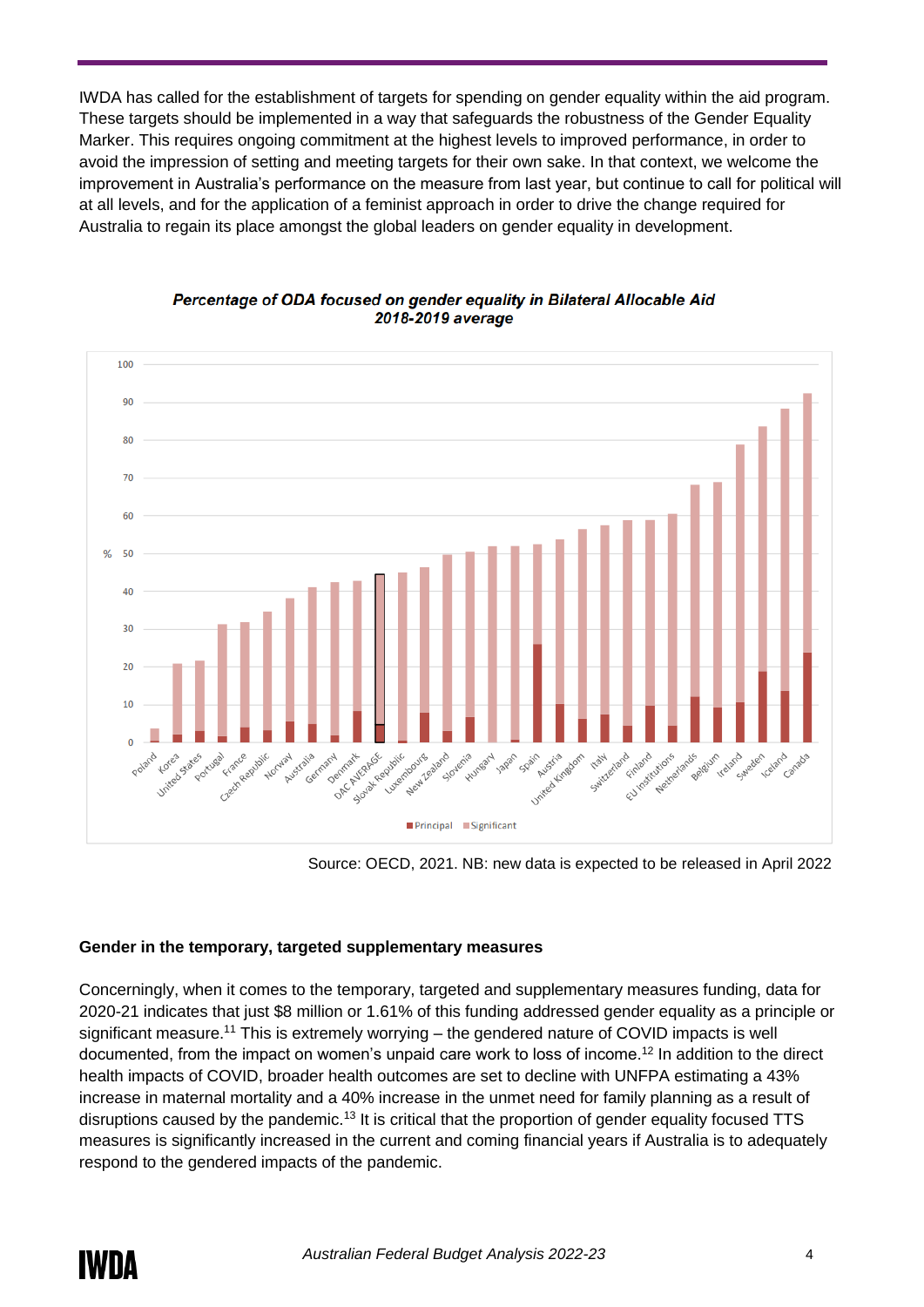IWDA has called for the establishment of targets for spending on gender equality within the aid program. These targets should be implemented in a way that safeguards the robustness of the Gender Equality Marker. This requires ongoing commitment at the highest levels to improved performance, in order to avoid the impression of setting and meeting targets for their own sake. In that context, we welcome the improvement in Australia's performance on the measure from last year, but continue to call for political will at all levels, and for the application of a feminist approach in order to drive the change required for Australia to regain its place amongst the global leaders on gender equality in development.

***Percentage of ODA focused on gender equality in Bilateral Allocable Aid 2018-2019 average***

Source: OECD, 2021. NB: new data is expected to be released in April 2022

**Gender in the temporary, targeted supplementary measures**

Concerningly, when it comes to the temporary, targeted and supplementary measures funding, data for 2020-21 indicates that just $8 million or 1.61% of this funding addressed gender equality as a principle or significant measure.[11] This is extremely worrying – the gendered nature of COVID impacts is well documented, from the impact on women's unpaid care work to loss of income.[12] In addition to the direct health impacts of COVID, broader health outcomes are set to decline with UNFPA estimating a 43% increase in maternal mortality and a 40% increase in the unmet need for family planning as a result of disruptions caused by the pandemic.[13] It is critical that the proportion of gender equality focused TTS measures is significantly increased in the current and coming financial years if Australia is to adequately respond to the gendered impacts of the pandemic.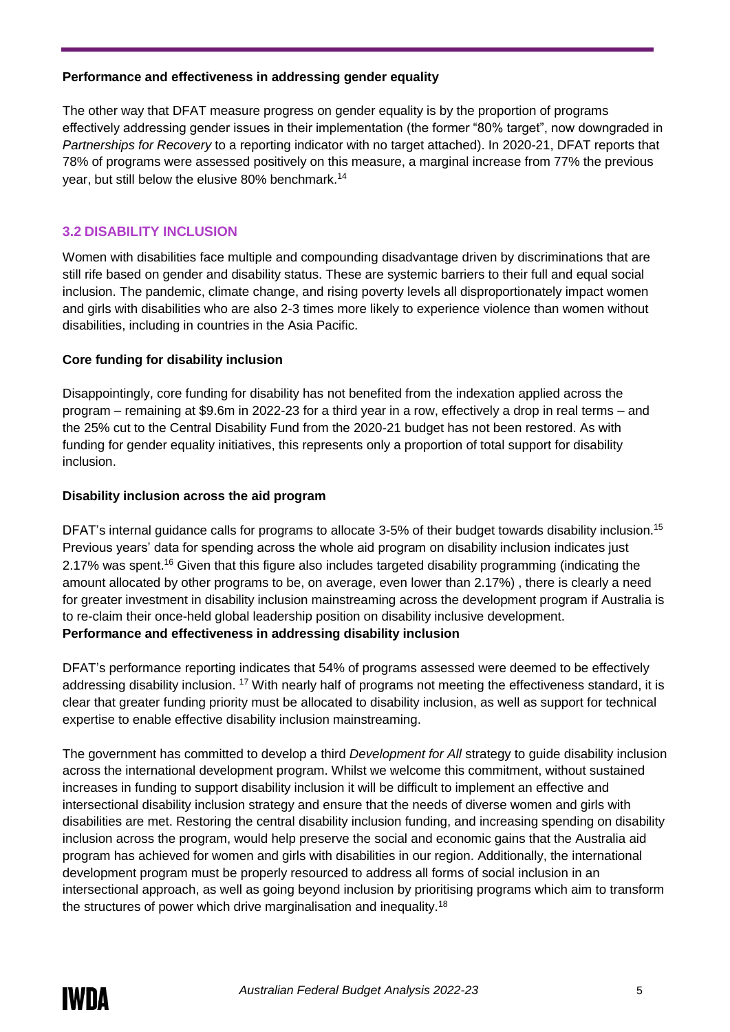**Performance and effectiveness in addressing gender equality**

The other way that DFAT measure progress on gender equality is by the proportion of programs effectively addressing gender issues in their implementation (the former "80% target", now downgraded in *Partnerships for Recovery* to a reporting indicator with no target attached). In 2020-21, DFAT reports that 78% of programs were assessed positively on this measure, a marginal increase from 77% the previous year, but still below the elusive 80% benchmark.[14]

### 3.2 DISABILITY INCLUSION

Women with disabilities face multiple and compounding disadvantage driven by discriminations that are still rife based on gender and disability status. These are systemic barriers to their full and equal social inclusion. The pandemic, climate change, and rising poverty levels all disproportionately impact women and girls with disabilities who are also 2-3 times more likely to experience violence than women without disabilities, including in countries in the Asia Pacific.

**Core funding for disability inclusion**

Disappointingly, core funding for disability has not benefited from the indexation applied across the program – remaining at $9.6m in 2022-23 for a third year in a row, effectively a drop in real terms – and the 25% cut to the Central Disability Fund from the 2020-21 budget has not been restored. As with funding for gender equality initiatives, this represents only a proportion of total support for disability inclusion.

**Disability inclusion across the aid program**

DFAT's internal guidance calls for programs to allocate 3-5% of their budget towards disability inclusion.[15] Previous years' data for spending across the whole aid program on disability inclusion indicates just 2.17% was spent.[16] Given that this figure also includes targeted disability programming (indicating the amount allocated by other programs to be, on average, even lower than 2.17%) , there is clearly a need for greater investment in disability inclusion mainstreaming across the development program if Australia is to re-claim their once-held global leadership position on disability inclusive development.

**Performance and effectiveness in addressing disability inclusion**

DFAT's performance reporting indicates that 54% of programs assessed were deemed to be effectively addressing disability inclusion. [17] With nearly half of programs not meeting the effectiveness standard, it is clear that greater funding priority must be allocated to disability inclusion, as well as support for technical expertise to enable effective disability inclusion mainstreaming.

The government has committed to develop a third *Development for All* strategy to guide disability inclusion across the international development program. Whilst we welcome this commitment, without sustained increases in funding to support disability inclusion it will be difficult to implement an effective and intersectional disability inclusion strategy and ensure that the needs of diverse women and girls with disabilities are met. Restoring the central disability inclusion funding, and increasing spending on disability inclusion across the program, would help preserve the social and economic gains that the Australia aid program has achieved for women and girls with disabilities in our region. Additionally, the international development program must be properly resourced to address all forms of social inclusion in an intersectional approach, as well as going beyond inclusion by prioritising programs which aim to transform the structures of power which drive marginalisation and inequality.[18]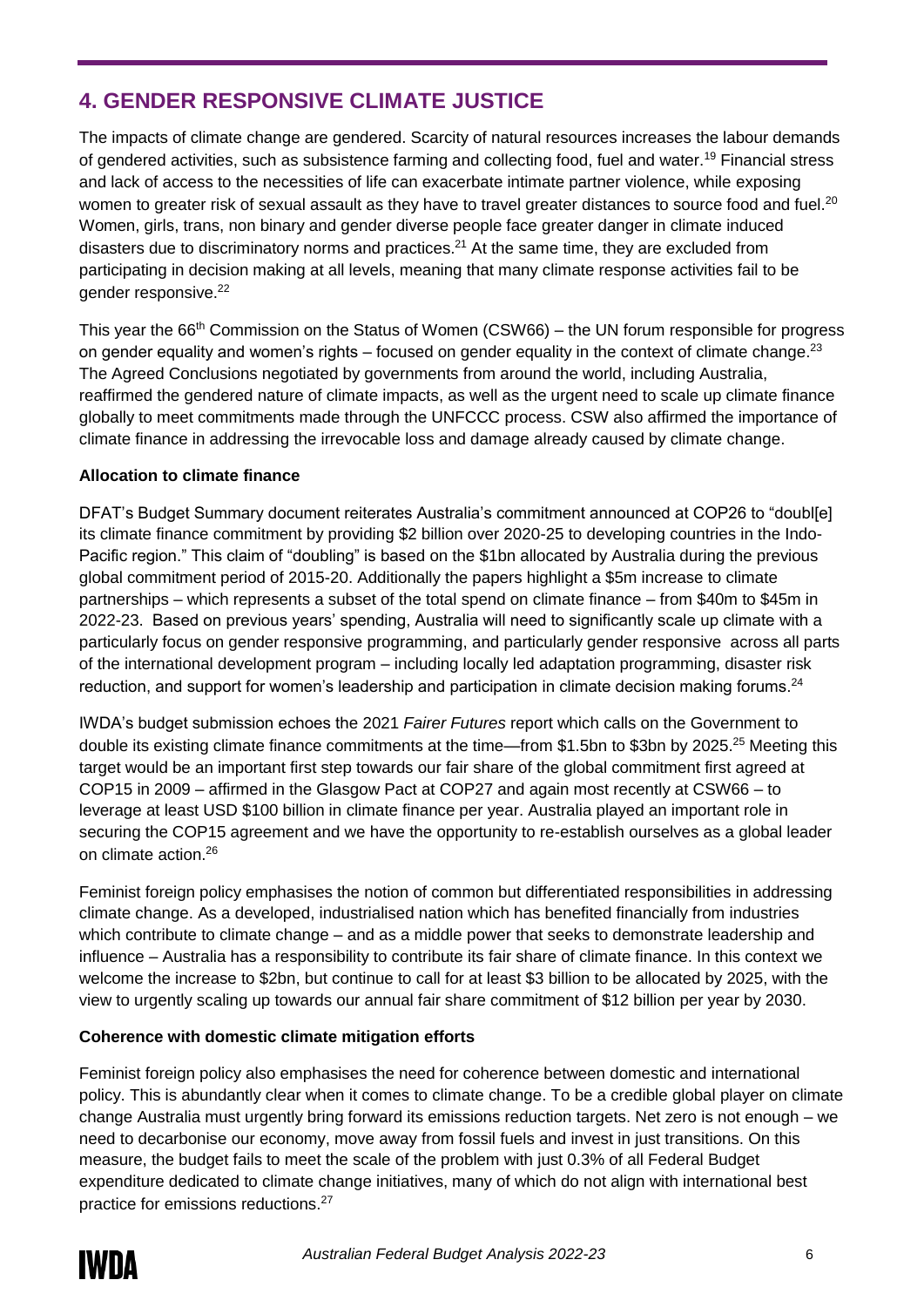## 4. GENDER RESPONSIVE CLIMATE JUSTICE

The impacts of climate change are gendered. Scarcity of natural resources increases the labour demands of gendered activities, such as subsistence farming and collecting food, fuel and water.[19] Financial stress and lack of access to the necessities of life can exacerbate intimate partner violence, while exposing women to greater risk of sexual assault as they have to travel greater distances to source food and fuel.[20] Women, girls, trans, non binary and gender diverse people face greater danger in climate induced disasters due to discriminatory norms and practices.[21] At the same time, they are excluded from participating in decision making at all levels, meaning that many climate response activities fail to be gender responsive.[22]

This year the 66th Commission on the Status of Women (CSW66) – the UN forum responsible for progress on gender equality and women's rights – focused on gender equality in the context of climate change.[23] The Agreed Conclusions negotiated by governments from around the world, including Australia, reaffirmed the gendered nature of climate impacts, as well as the urgent need to scale up climate finance globally to meet commitments made through the UNFCCC process. CSW also affirmed the importance of climate finance in addressing the irrevocable loss and damage already caused by climate change.

**Allocation to climate finance**

DFAT's Budget Summary document reiterates Australia's commitment announced at COP26 to "doubl[e] its climate finance commitment by providing $2 billion over 2020-25 to developing countries in the Indo-Pacific region." This claim of "doubling" is based on the $1bn allocated by Australia during the previous global commitment period of 2015-20. Additionally the papers highlight a $5m increase to climate partnerships – which represents a subset of the total spend on climate finance – from $40m to $45m in 2022-23. Based on previous years' spending, Australia will need to significantly scale up climate with a particularly focus on gender responsive programming, and particularly gender responsive across all parts of the international development program – including locally led adaptation programming, disaster risk reduction, and support for women's leadership and participation in climate decision making forums.[24]

IWDA's budget submission echoes the 2021 *Fairer Futures* report which calls on the Government to double its existing climate finance commitments at the time—from $1.5bn to $3bn by 2025.[25] Meeting this target would be an important first step towards our fair share of the global commitment first agreed at COP15 in 2009 – affirmed in the Glasgow Pact at COP27 and again most recently at CSW66 – to leverage at least USD $100 billion in climate finance per year. Australia played an important role in securing the COP15 agreement and we have the opportunity to re-establish ourselves as a global leader on climate action.[26]

Feminist foreign policy emphasises the notion of common but differentiated responsibilities in addressing climate change. As a developed, industrialised nation which has benefited financially from industries which contribute to climate change – and as a middle power that seeks to demonstrate leadership and influence – Australia has a responsibility to contribute its fair share of climate finance. In this context we welcome the increase to $2bn, but continue to call for at least $3 billion to be allocated by 2025, with the view to urgently scaling up towards our annual fair share commitment of $12 billion per year by 2030.

**Coherence with domestic climate mitigation efforts**

Feminist foreign policy also emphasises the need for coherence between domestic and international policy. This is abundantly clear when it comes to climate change. To be a credible global player on climate change Australia must urgently bring forward its emissions reduction targets. Net zero is not enough – we need to decarbonise our economy, move away from fossil fuels and invest in just transitions. On this measure, the budget fails to meet the scale of the problem with just 0.3% of all Federal Budget expenditure dedicated to climate change initiatives, many of which do not align with international best practice for emissions reductions.[27]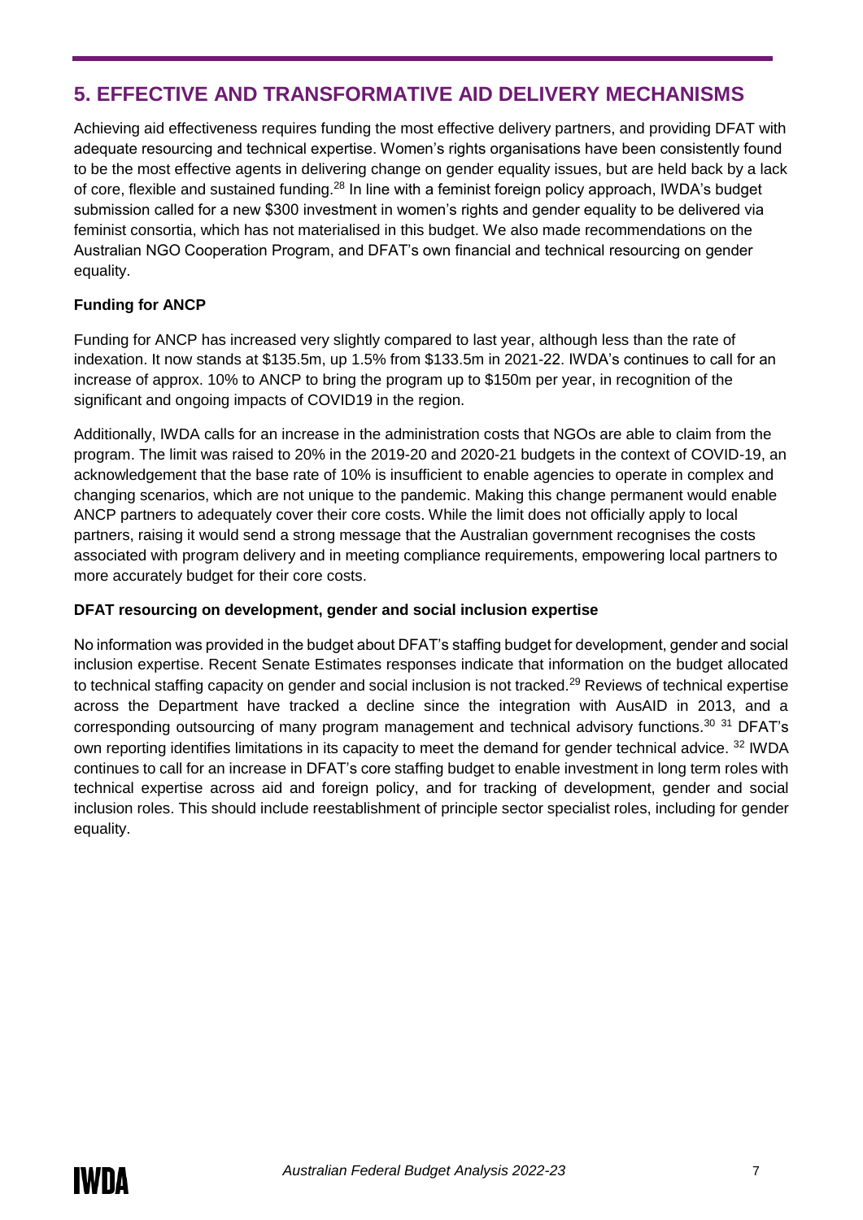## 5. EFFECTIVE AND TRANSFORMATIVE AID DELIVERY MECHANISMS

Achieving aid effectiveness requires funding the most effective delivery partners, and providing DFAT with adequate resourcing and technical expertise. Women's rights organisations have been consistently found to be the most effective agents in delivering change on gender equality issues, but are held back by a lack of core, flexible and sustained funding.[28] In line with a feminist foreign policy approach, IWDA's budget submission called for a new $300 investment in women's rights and gender equality to be delivered via feminist consortia, which has not materialised in this budget. We also made recommendations on the Australian NGO Cooperation Program, and DFAT's own financial and technical resourcing on gender equality.

### Funding for ANCP

Funding for ANCP has increased very slightly compared to last year, although less than the rate of indexation. It now stands at $135.5m, up 1.5% from $133.5m in 2021-22. IWDA's continues to call for an increase of approx. 10% to ANCP to bring the program up to $150m per year, in recognition of the significant and ongoing impacts of COVID19 in the region.

Additionally, IWDA calls for an increase in the administration costs that NGOs are able to claim from the program. The limit was raised to 20% in the 2019-20 and 2020-21 budgets in the context of COVID-19, an acknowledgement that the base rate of 10% is insufficient to enable agencies to operate in complex and changing scenarios, which are not unique to the pandemic. Making this change permanent would enable ANCP partners to adequately cover their core costs. While the limit does not officially apply to local partners, raising it would send a strong message that the Australian government recognises the costs associated with program delivery and in meeting compliance requirements, empowering local partners to more accurately budget for their core costs.

### DFAT resourcing on development, gender and social inclusion expertise

No information was provided in the budget about DFAT's staffing budget for development, gender and social inclusion expertise. Recent Senate Estimates responses indicate that information on the budget allocated to technical staffing capacity on gender and social inclusion is not tracked.[29] Reviews of technical expertise across the Department have tracked a decline since the integration with AusAID in 2013, and a corresponding outsourcing of many program management and technical advisory functions.[30] [31] DFAT's own reporting identifies limitations in its capacity to meet the demand for gender technical advice. [32] IWDA continues to call for an increase in DFAT's core staffing budget to enable investment in long term roles with technical expertise across aid and foreign policy, and for tracking of development, gender and social inclusion roles. This should include reestablishment of principle sector specialist roles, including for gender equality.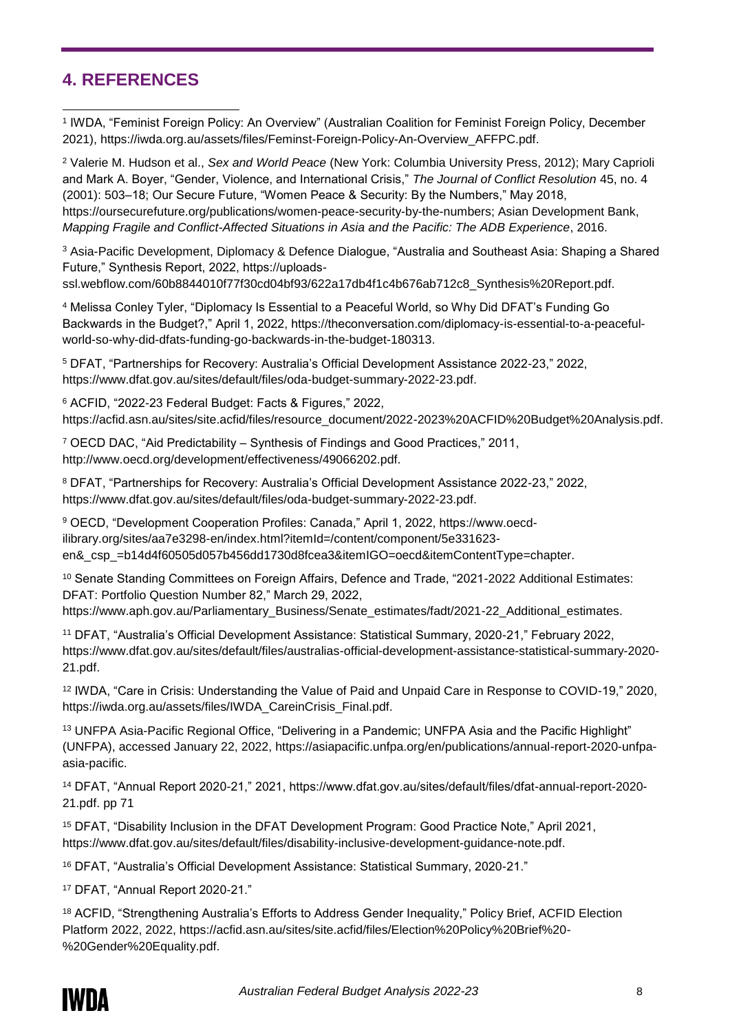## 4. REFERENCES

[1] IWDA, "Feminist Foreign Policy: An Overview" (Australian Coalition for Feminist Foreign Policy, December 2021), https://iwda.org.au/assets/files/Feminst-Foreign-Policy-An-Overview_AFFPC.pdf.

[2] Valerie M. Hudson et al., *Sex and World Peace* (New York: Columbia University Press, 2012); Mary Caprioli and Mark A. Boyer, "Gender, Violence, and International Crisis," *The Journal of Conflict Resolution* 45, no. 4 (2001): 503–18; Our Secure Future, "Women Peace & Security: By the Numbers," May 2018, https://oursecurefuture.org/publications/women-peace-security-by-the-numbers; Asian Development Bank, *Mapping Fragile and Conflict-Affected Situations in Asia and the Pacific: The ADB Experience*, 2016.

[3] Asia-Pacific Development, Diplomacy & Defence Dialogue, "Australia and Southeast Asia: Shaping a Shared Future," Synthesis Report, 2022, https://uploads-ssl.webflow.com/60b8844010f77f30cd04bf93/622a17db4f1c4b676ab712c8_Synthesis%20Report.pdf.

[4] Melissa Conley Tyler, "Diplomacy Is Essential to a Peaceful World, so Why Did DFAT's Funding Go Backwards in the Budget?," April 1, 2022, https://theconversation.com/diplomacy-is-essential-to-a-peaceful-world-so-why-did-dfats-funding-go-backwards-in-the-budget-180313.

[5] DFAT, "Partnerships for Recovery: Australia's Official Development Assistance 2022-23," 2022, https://www.dfat.gov.au/sites/default/files/oda-budget-summary-2022-23.pdf.

[6] ACFID, "2022-23 Federal Budget: Facts & Figures," 2022, https://acfid.asn.au/sites/site.acfid/files/resource_document/2022-2023%20ACFID%20Budget%20Analysis.pdf.

[7] OECD DAC, "Aid Predictability – Synthesis of Findings and Good Practices," 2011, http://www.oecd.org/development/effectiveness/49066202.pdf.

[8] DFAT, "Partnerships for Recovery: Australia's Official Development Assistance 2022-23," 2022, https://www.dfat.gov.au/sites/default/files/oda-budget-summary-2022-23.pdf.

[9] OECD, "Development Cooperation Profiles: Canada," April 1, 2022, https://www.oecd-ilibrary.org/sites/aa7e3298-en/index.html?itemId=/content/component/5e331623-en&_csp_=b14d4f60505d057b456dd1730d8fcea3&itemIGO=oecd&itemContentType=chapter.

[10] Senate Standing Committees on Foreign Affairs, Defence and Trade, "2021-2022 Additional Estimates: DFAT: Portfolio Question Number 82," March 29, 2022, https://www.aph.gov.au/Parliamentary_Business/Senate_estimates/fadt/2021-22_Additional_estimates.

[11] DFAT, "Australia's Official Development Assistance: Statistical Summary, 2020-21," February 2022, https://www.dfat.gov.au/sites/default/files/australias-official-development-assistance-statistical-summary-2020-21.pdf.

[12] IWDA, "Care in Crisis: Understanding the Value of Paid and Unpaid Care in Response to COVID-19," 2020, https://iwda.org.au/assets/files/IWDA_CareinCrisis_Final.pdf.

[13] UNFPA Asia-Pacific Regional Office, "Delivering in a Pandemic; UNFPA Asia and the Pacific Highlight" (UNFPA), accessed January 22, 2022, https://asiapacific.unfpa.org/en/publications/annual-report-2020-unfpa-asia-pacific.

[14] DFAT, "Annual Report 2020-21," 2021, https://www.dfat.gov.au/sites/default/files/dfat-annual-report-2020-21.pdf. pp 71

[15] DFAT, "Disability Inclusion in the DFAT Development Program: Good Practice Note," April 2021, https://www.dfat.gov.au/sites/default/files/disability-inclusive-development-guidance-note.pdf.

[16] DFAT, "Australia's Official Development Assistance: Statistical Summary, 2020-21."

[17] DFAT, "Annual Report 2020-21."

[18] ACFID, "Strengthening Australia's Efforts to Address Gender Inequality," Policy Brief, ACFID Election Platform 2022, 2022, https://acfid.asn.au/sites/site.acfid/files/Election%20Policy%20Brief%20-%20Gender%20Equality.pdf.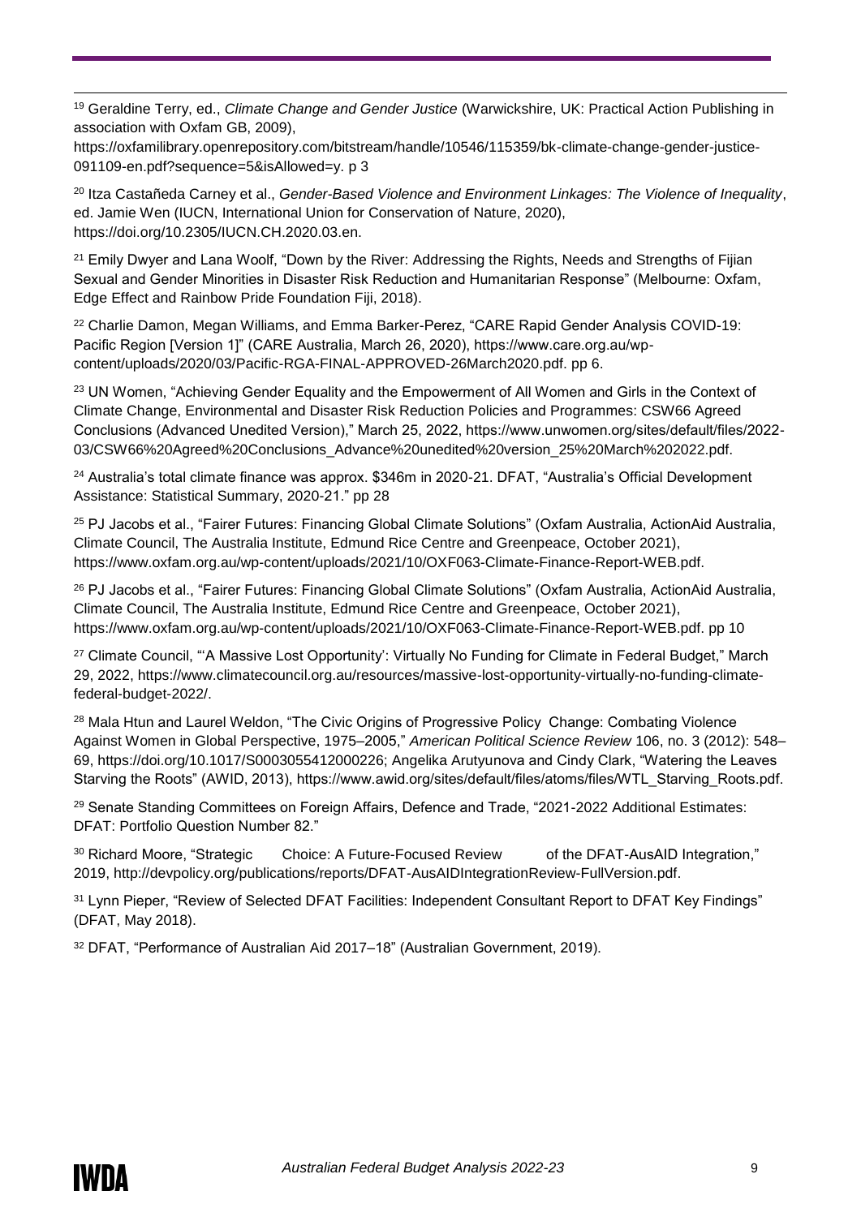[19] Geraldine Terry, ed., *Climate Change and Gender Justice* (Warwickshire, UK: Practical Action Publishing in association with Oxfam GB, 2009), https://oxfamilibrary.openrepository.com/bitstream/handle/10546/115359/bk-climate-change-gender-justice-091109-en.pdf?sequence=5&isAllowed=y. p 3

[20] Itza Castañeda Carney et al., *Gender-Based Violence and Environment Linkages: The Violence of Inequality*, ed. Jamie Wen (IUCN, International Union for Conservation of Nature, 2020), https://doi.org/10.2305/IUCN.CH.2020.03.en.

[21] Emily Dwyer and Lana Woolf, "Down by the River: Addressing the Rights, Needs and Strengths of Fijian Sexual and Gender Minorities in Disaster Risk Reduction and Humanitarian Response" (Melbourne: Oxfam, Edge Effect and Rainbow Pride Foundation Fiji, 2018).

[22] Charlie Damon, Megan Williams, and Emma Barker-Perez, "CARE Rapid Gender Analysis COVID-19: Pacific Region [Version 1]" (CARE Australia, March 26, 2020), https://www.care.org.au/wp-content/uploads/2020/03/Pacific-RGA-FINAL-APPROVED-26March2020.pdf. pp 6.

[23] UN Women, "Achieving Gender Equality and the Empowerment of All Women and Girls in the Context of Climate Change, Environmental and Disaster Risk Reduction Policies and Programmes: CSW66 Agreed Conclusions (Advanced Unedited Version)," March 25, 2022, https://www.unwomen.org/sites/default/files/2022-03/CSW66%20Agreed%20Conclusions_Advance%20unedited%20version_25%20March%202022.pdf.

[24] Australia's total climate finance was approx. $346m in 2020-21. DFAT, "Australia's Official Development Assistance: Statistical Summary, 2020-21." pp 28

[25] PJ Jacobs et al., "Fairer Futures: Financing Global Climate Solutions" (Oxfam Australia, ActionAid Australia, Climate Council, The Australia Institute, Edmund Rice Centre and Greenpeace, October 2021), https://www.oxfam.org.au/wp-content/uploads/2021/10/OXF063-Climate-Finance-Report-WEB.pdf.

[26] PJ Jacobs et al., "Fairer Futures: Financing Global Climate Solutions" (Oxfam Australia, ActionAid Australia, Climate Council, The Australia Institute, Edmund Rice Centre and Greenpeace, October 2021), https://www.oxfam.org.au/wp-content/uploads/2021/10/OXF063-Climate-Finance-Report-WEB.pdf. pp 10

[27] Climate Council, "'A Massive Lost Opportunity': Virtually No Funding for Climate in Federal Budget," March 29, 2022, https://www.climatecouncil.org.au/resources/massive-lost-opportunity-virtually-no-funding-climate-federal-budget-2022/.

[28] Mala Htun and Laurel Weldon, "The Civic Origins of Progressive Policy Change: Combating Violence Against Women in Global Perspective, 1975–2005," *American Political Science Review* 106, no. 3 (2012): 548–69, https://doi.org/10.1017/S0003055412000226; Angelika Arutyunova and Cindy Clark, "Watering the Leaves Starving the Roots" (AWID, 2013), https://www.awid.org/sites/default/files/atoms/files/WTL_Starving_Roots.pdf.

[29] Senate Standing Committees on Foreign Affairs, Defence and Trade, "2021-2022 Additional Estimates: DFAT: Portfolio Question Number 82."

[30] Richard Moore, "Strategic Choice: A Future-Focused Review of the DFAT-AusAID Integration," 2019, http://devpolicy.org/publications/reports/DFAT-AusAIDIntegrationReview-FullVersion.pdf.

[31] Lynn Pieper, "Review of Selected DFAT Facilities: Independent Consultant Report to DFAT Key Findings" (DFAT, May 2018).

[32] DFAT, "Performance of Australian Aid 2017–18" (Australian Government, 2019).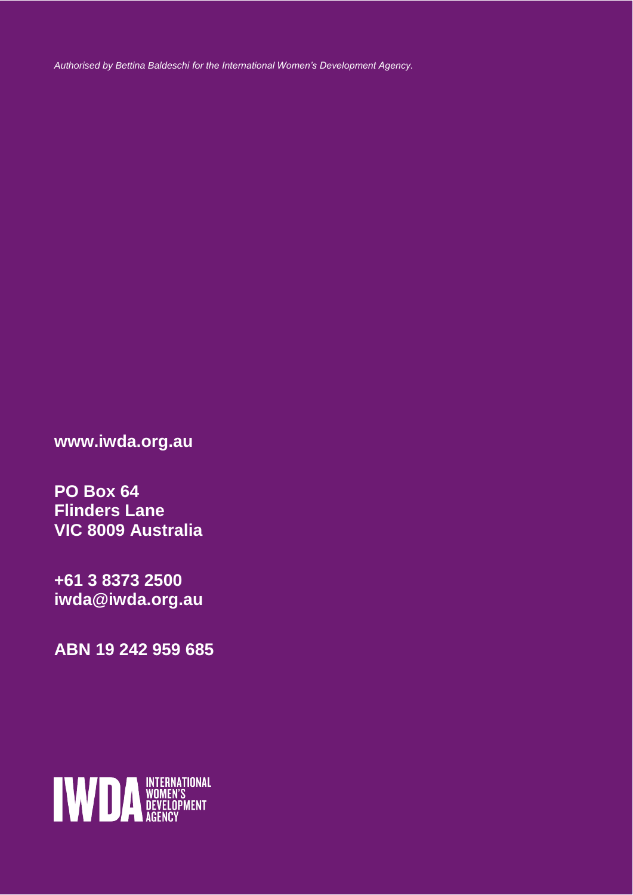*Authorised by Bettina Baldeschi for the International Women's Development Agency.*

**www.iwda.org.au**

**PO Box 64**
**Flinders Lane**
**VIC 8009 Australia**

**+61 3 8373 2500**
**iwda@iwda.org.au**

**ABN 19 242 959 685**

IWDA INTERNATIONAL WOMEN'S DEVELOPMENT AGENCY